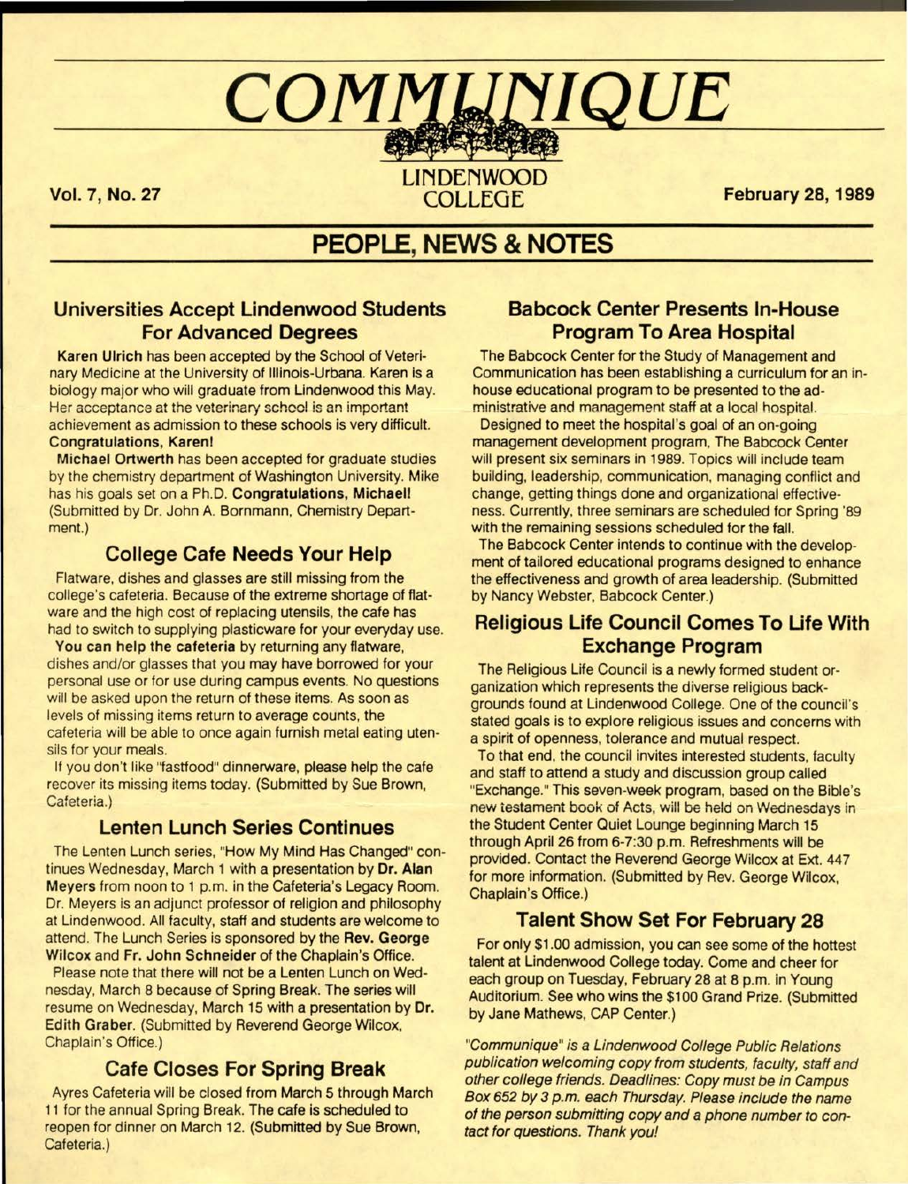# COMMUNIQUE

LINDENWOOD COLLEGE

Vol. 7, No. 27 — February 28, 1989

## PEOPLE, NEWS & NOTES

### Universities Accept Lindenwood Students For Advanced Degrees

**Karen Ulrich** has been accepted by the School of Veterinary Medicine at the University of Illinois-Urbana. Karen is a biology major who will graduate from Lindenwood this May. Her acceptance at the veterinary school is an important achievement as admission to these schools is very difficult. **Congratulations, Karen!**

**Michael Ortwerth** has been accepted for graduate studies by the chemistry department of Washington University. Mike has his goals set on a Ph.D. **Congratulations, Michael!** (Submitted by Dr. John A. Bornmann, Chemistry Department.)

### College Cafe Needs Your Help

Flatware, dishes and glasses are still missing from the college's cafeteria. Because of the extreme shortage of flatware and the high cost of replacing utensils, the cafe has had to switch to supplying plasticware for your everyday use.

**You can help the cafeteria** by returning any flatware, dishes and/or glasses that you may have borrowed for your personal use or for use during campus events. No questions will be asked upon the return of these items. As soon as levels of missing items return to average counts, the cafeteria will be able to once again furnish metal eating utensils for your meals.

If you don't like "fastfood" dinnerware, please help the cafe recover its missing items today. (Submitted by Sue Brown, Cafeteria.)

### Lenten Lunch Series Continues

The Lenten Lunch series, "How My Mind Has Changed" continues Wednesday, March 1 with a presentation by **Dr. Alan Meyers** from noon to 1 p.m. in the Cafeteria's Legacy Room. Dr. Meyers is an adjunct professor of religion and philosophy at Lindenwood. All faculty, staff and students are welcome to attend. The Lunch Series is sponsored by the **Rev. George Wilcox** and **Fr. John Schneider** of the Chaplain's Office.

Please note that there will not be a Lenten Lunch on Wednesday, March 8 because of Spring Break. The series will resume on Wednesday, March 15 with a presentation by **Dr. Edith Graber**. (Submitted by Reverend George Wilcox, Chaplain's Office.)

### Cafe Closes For Spring Break

Ayres Cafeteria will be closed from March 5 through March 11 for the annual Spring Break. The cafe is scheduled to reopen for dinner on March 12. (Submitted by Sue Brown, Cafeteria.)

### Babcock Center Presents In-House Program To Area Hospital

The Babcock Center for the Study of Management and Communication has been establishing a curriculum for an in-house educational program to be presented to the administrative and management staff at a local hospital.

Designed to meet the hospital's goal of an on-going management development program, The Babcock Center will present six seminars in 1989. Topics will include team building, leadership, communication, managing conflict and change, getting things done and organizational effectiveness. Currently, three seminars are scheduled for Spring '89 with the remaining sessions scheduled for the fall.

The Babcock Center intends to continue with the development of tailored educational programs designed to enhance the effectiveness and growth of area leadership. (Submitted by Nancy Webster, Babcock Center.)

### Religious Life Council Comes To Life With Exchange Program

The Religious Life Council is a newly formed student organization which represents the diverse religious backgrounds found at Lindenwood College. One of the council's stated goals is to explore religious issues and concerns with a spirit of openness, tolerance and mutual respect.

To that end, the council invites interested students, faculty and staff to attend a study and discussion group called "Exchange." This seven-week program, based on the Bible's new testament book of Acts, will be held on Wednesdays in the Student Center Quiet Lounge beginning March 15 through April 26 from 6-7:30 p.m. Refreshments will be provided. Contact the Reverend George Wilcox at Ext. 447 for more information. (Submitted by Rev. George Wilcox, Chaplain's Office.)

### Talent Show Set For February 28

For only $1.00 admission, you can see some of the hottest talent at Lindenwood College today. Come and cheer for each group on Tuesday, February 28 at 8 p.m. in Young Auditorium. See who wins the $100 Grand Prize. (Submitted by Jane Mathews, CAP Center.)

*"Communique" is a Lindenwood College Public Relations publication welcoming copy from students, faculty, staff and other college friends. Deadlines: Copy must be in Campus Box 652 by 3 p.m. each Thursday. Please include the name of the person submitting copy and a phone number to contact for questions. Thank you!*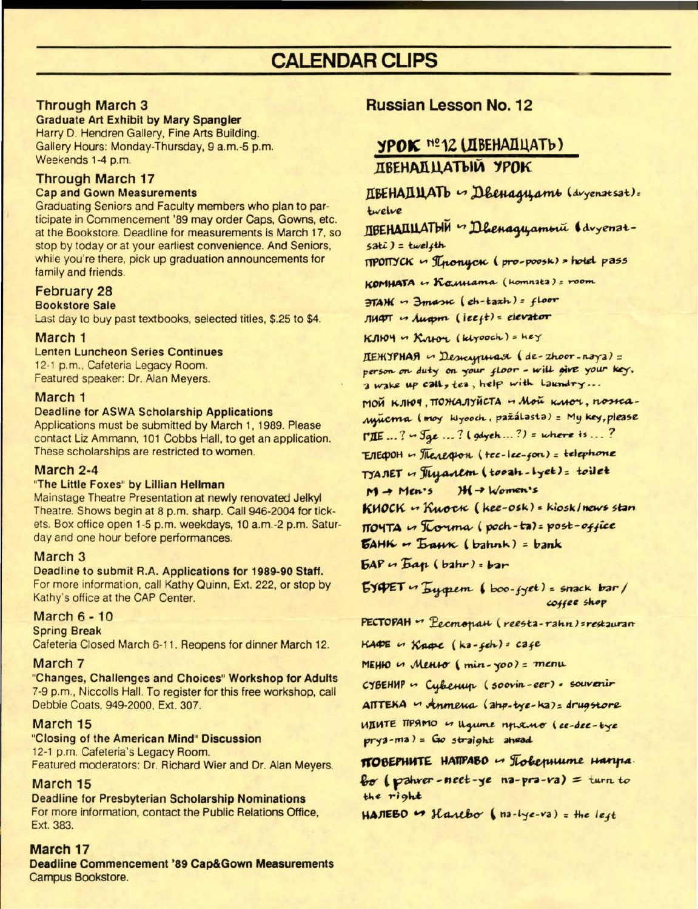# CALENDAR CLIPS

## Through March 3

**Graduate Art Exhibit by Mary Spangler**

Harry D. Hendren Gallery, Fine Arts Building.
Gallery Hours: Monday-Thursday, 9 a.m.-5 p.m.
Weekends 1-4 p.m.

## Through March 17

**Cap and Gown Measurements**

Graduating Seniors and Faculty members who plan to participate in Commencement '89 may order Caps, Gowns, etc. at the Bookstore. Deadline for measurements is March 17, so stop by today or at your earliest convenience. And Seniors, while you're there, pick up graduation announcements for family and friends.

## February 28

**Bookstore Sale**

Last day to buy past textbooks, selected titles, $.25 to $4.

## March 1

**Lenten Luncheon Series Continues**

12-1 p.m., Cafeteria Legacy Room.
Featured speaker: Dr. Alan Meyers.

## March 1

**Deadline for ASWA Scholarship Applications**

Applications must be submitted by March 1, 1989. Please contact Liz Ammann, 101 Cobbs Hall, to get an application. These scholarships are restricted to women.

## March 2-4

**"The Little Foxes" by Lillian Hellman**

Mainstage Theatre Presentation at newly renovated Jelkyl Theatre. Shows begin at 8 p.m. sharp. Call 946-2004 for tickets. Box office open 1-5 p.m. weekdays, 10 a.m.-2 p.m. Saturday and one hour before performances.

## March 3

**Deadline to submit R.A. Applications for 1989-90 Staff.**

For more information, call Kathy Quinn, Ext. 222, or stop by Kathy's office at the CAP Center.

## March 6 - 10

**Spring Break**

Cafeteria Closed March 6-11. Reopens for dinner March 12.

## March 7

**"Changes, Challenges and Choices" Workshop for Adults**

7-9 p.m., Niccolls Hall. To register for this free workshop, call Debbie Coats, 949-2000, Ext. 307.

## March 15

**"Closing of the American Mind" Discussion**

12-1 p.m. Cafeteria's Legacy Room.
Featured moderators: Dr. Richard Wier and Dr. Alan Meyers.

## March 15

**Deadline for Presbyterian Scholarship Nominations**

For more information, contact the Public Relations Office, Ext. 383.

## March 17

**Deadline Commencement '89 Cap&Gown Measurements**

Campus Bookstore.

## Russian Lesson No. 12

### УРОК № 12 (ДВЕНАДЦАТЬ)

### ДВЕНАДЦАТЫЙ УРОК

ДВЕНАДЦАТЬ ~ Двенадцать (dvyenatsat) = twelve

ДВЕНАДЦАТЫЙ ~ Двенадцатый (dvyenatsatï) = twelfth

ПРОПУСК ~ Пропуск (pro-poosk) = hotel pass

КОМНАТА ~ Комната (komnata) = room

ЭТАЖ ~ Этаж (eh-tazh) = floor

ЛИФТ ~ Лифт (leeft) = elevator

КЛЮЧ ~ Ключ (klyooch) = key

ДЕЖУРНАЯ ~ Дежурная (de-zhoor-naya) = person on duty on your floor - will give your key, a wake up call, tea, help with laundry...

МОЙ КЛЮЧ, ПОЖАЛУЙСТА ~ Мой ключ, пожалуйста (moy klyooch, pažálasta) = My key, please

ГДЕ ...? ~ Где ...? (gdyeh ...?) = where is ...?

ТЕЛЕФОН ~ Телефон (tee-lee-fon) = telephone

ТУАЛЕТ ~ Туалет (tooah-lyet) = toilet

М → Men's   Ж → Women's

КИОСК ~ Киоск (kee-osk) = kiosk/news stan

ПОЧТА ~ Почта (poch-ta) = post-office

БАНК ~ Банк (bahnk) = bank

БАР ~ Бар (bahr) = bar

БУФЕТ ~ Буфет (boo-fyet) = snack bar/coffee shop

РЕСТОРАН ~ Ресторан (reesta-rahn) = restauran

КАФЕ ~ Кафе (ka-feh) = cafe

МЕНЮ ~ Меню (min-yoo) = menu

СУВЕНИР ~ Сувенир (soovin-eer) = souvenir

АПТЕКА ~ Аптека (ahp-tye-ka) = drugstore

ИДИТЕ ПРЯМО ~ Идите прямо (ee-dee-tye prya-ma) = Go straight ahead

ПОВЕРНИТЕ НАПРАВО ~ Поверните направо (pahver-neet-ye na-pra-va) = turn to the right

НАЛЕВО ~ Налево (na-lye-va) = the left